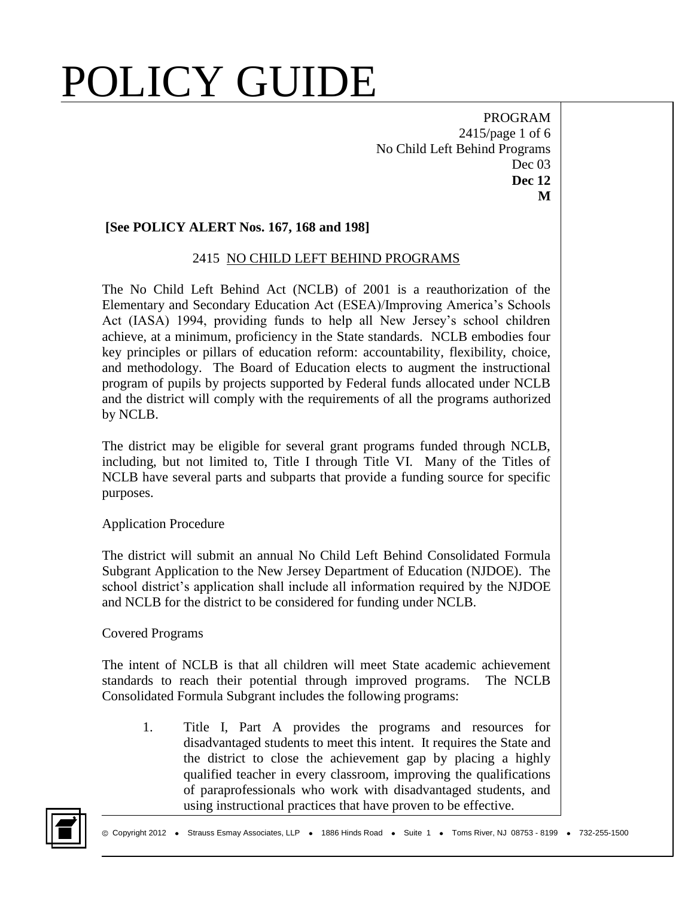# POLICY GUIDE

PROGRAM
2415/page 1 of 6
No Child Left Behind Programs
Dec 03
**Dec 12**
**M**

**[See POLICY ALERT Nos. 167, 168 and 198]**

## 2415 NO CHILD LEFT BEHIND PROGRAMS

The No Child Left Behind Act (NCLB) of 2001 is a reauthorization of the Elementary and Secondary Education Act (ESEA)/Improving America's Schools Act (IASA) 1994, providing funds to help all New Jersey's school children achieve, at a minimum, proficiency in the State standards. NCLB embodies four key principles or pillars of education reform: accountability, flexibility, choice, and methodology. The Board of Education elects to augment the instructional program of pupils by projects supported by Federal funds allocated under NCLB and the district will comply with the requirements of all the programs authorized by NCLB.

The district may be eligible for several grant programs funded through NCLB, including, but not limited to, Title I through Title VI. Many of the Titles of NCLB have several parts and subparts that provide a funding source for specific purposes.

Application Procedure

The district will submit an annual No Child Left Behind Consolidated Formula Subgrant Application to the New Jersey Department of Education (NJDOE). The school district's application shall include all information required by the NJDOE and NCLB for the district to be considered for funding under NCLB.

Covered Programs

The intent of NCLB is that all children will meet State academic achievement standards to reach their potential through improved programs. The NCLB Consolidated Formula Subgrant includes the following programs:

1. Title I, Part A provides the programs and resources for disadvantaged students to meet this intent. It requires the State and the district to close the achievement gap by placing a highly qualified teacher in every classroom, improving the qualifications of paraprofessionals who work with disadvantaged students, and using instructional practices that have proven to be effective.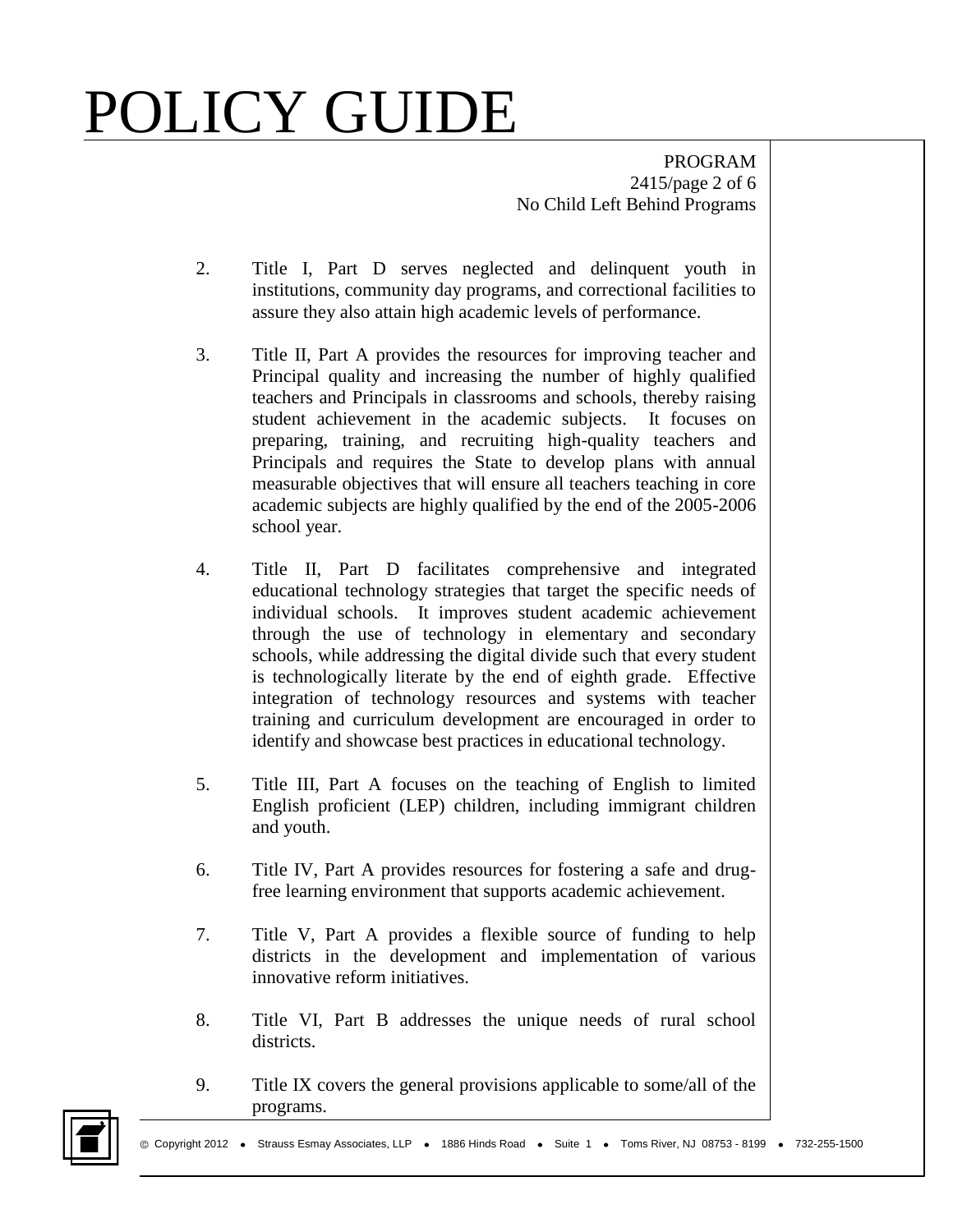2. Title I, Part D serves neglected and delinquent youth in institutions, community day programs, and correctional facilities to assure they also attain high academic levels of performance.

3. Title II, Part A provides the resources for improving teacher and Principal quality and increasing the number of highly qualified teachers and Principals in classrooms and schools, thereby raising student achievement in the academic subjects. It focuses on preparing, training, and recruiting high-quality teachers and Principals and requires the State to develop plans with annual measurable objectives that will ensure all teachers teaching in core academic subjects are highly qualified by the end of the 2005-2006 school year.

4. Title II, Part D facilitates comprehensive and integrated educational technology strategies that target the specific needs of individual schools. It improves student academic achievement through the use of technology in elementary and secondary schools, while addressing the digital divide such that every student is technologically literate by the end of eighth grade. Effective integration of technology resources and systems with teacher training and curriculum development are encouraged in order to identify and showcase best practices in educational technology.

5. Title III, Part A focuses on the teaching of English to limited English proficient (LEP) children, including immigrant children and youth.

6. Title IV, Part A provides resources for fostering a safe and drug-free learning environment that supports academic achievement.

7. Title V, Part A provides a flexible source of funding to help districts in the development and implementation of various innovative reform initiatives.

8. Title VI, Part B addresses the unique needs of rural school districts.

9. Title IX covers the general provisions applicable to some/all of the programs.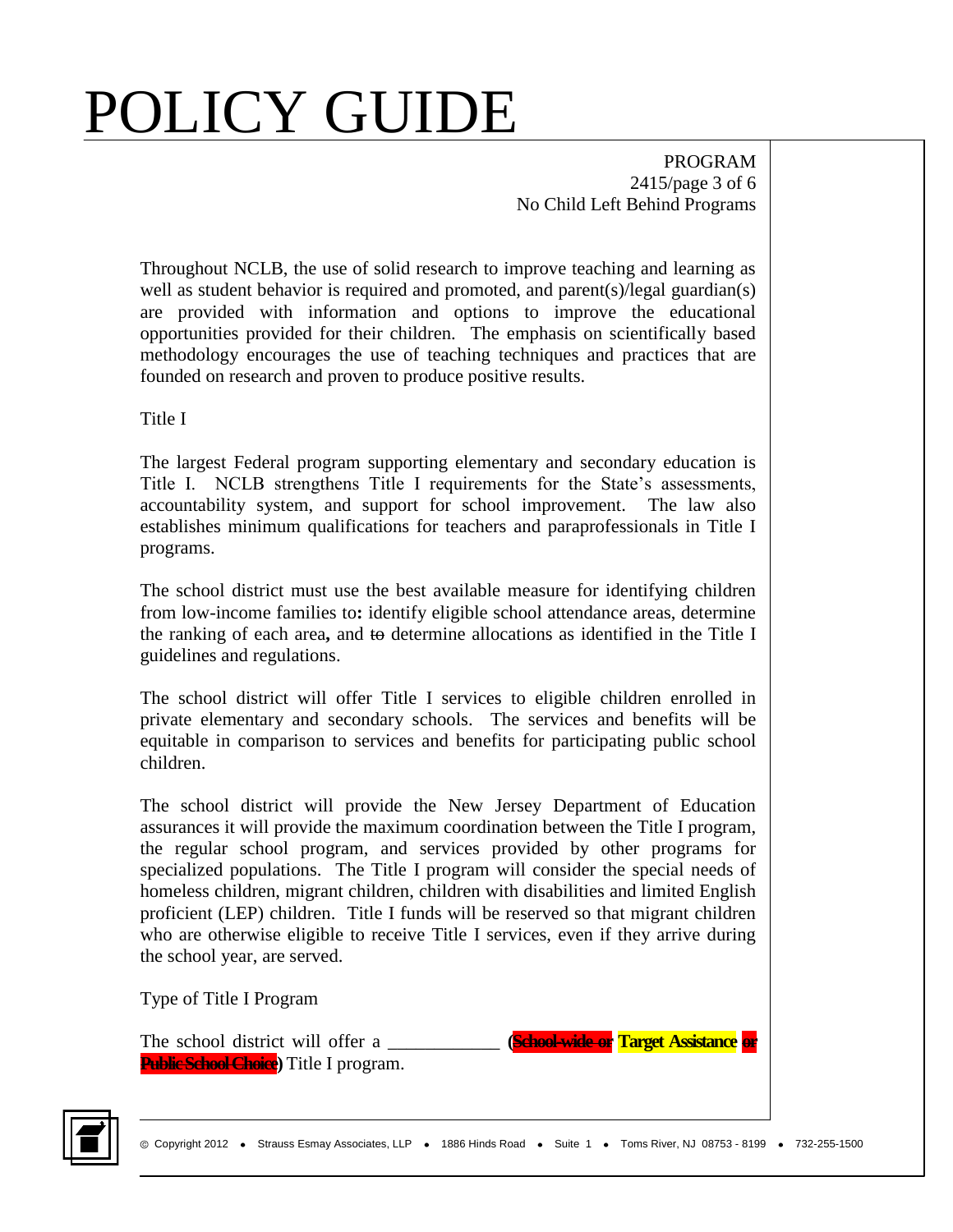Throughout NCLB, the use of solid research to improve teaching and learning as well as student behavior is required and promoted, and parent(s)/legal guardian(s) are provided with information and options to improve the educational opportunities provided for their children. The emphasis on scientifically based methodology encourages the use of teaching techniques and practices that are founded on research and proven to produce positive results.

Title I

The largest Federal program supporting elementary and secondary education is Title I. NCLB strengthens Title I requirements for the State's assessments, accountability system, and support for school improvement. The law also establishes minimum qualifications for teachers and paraprofessionals in Title I programs.

The school district must use the best available measure for identifying children from low-income families to**:** identify eligible school attendance areas, determine the ranking of each area**,** and ~~to~~ determine allocations as identified in the Title I guidelines and regulations.

The school district will offer Title I services to eligible children enrolled in private elementary and secondary schools. The services and benefits will be equitable in comparison to services and benefits for participating public school children.

The school district will provide the New Jersey Department of Education assurances it will provide the maximum coordination between the Title I program, the regular school program, and services provided by other programs for specialized populations. The Title I program will consider the special needs of homeless children, migrant children, children with disabilities and limited English proficient (LEP) children. Title I funds will be reserved so that migrant children who are otherwise eligible to receive Title I services, even if they arrive during the school year, are served.

Type of Title I Program

The school district will offer a ___________ **(~~School-wide or~~ Target Assistance ~~or Public School Choice~~)** Title I program.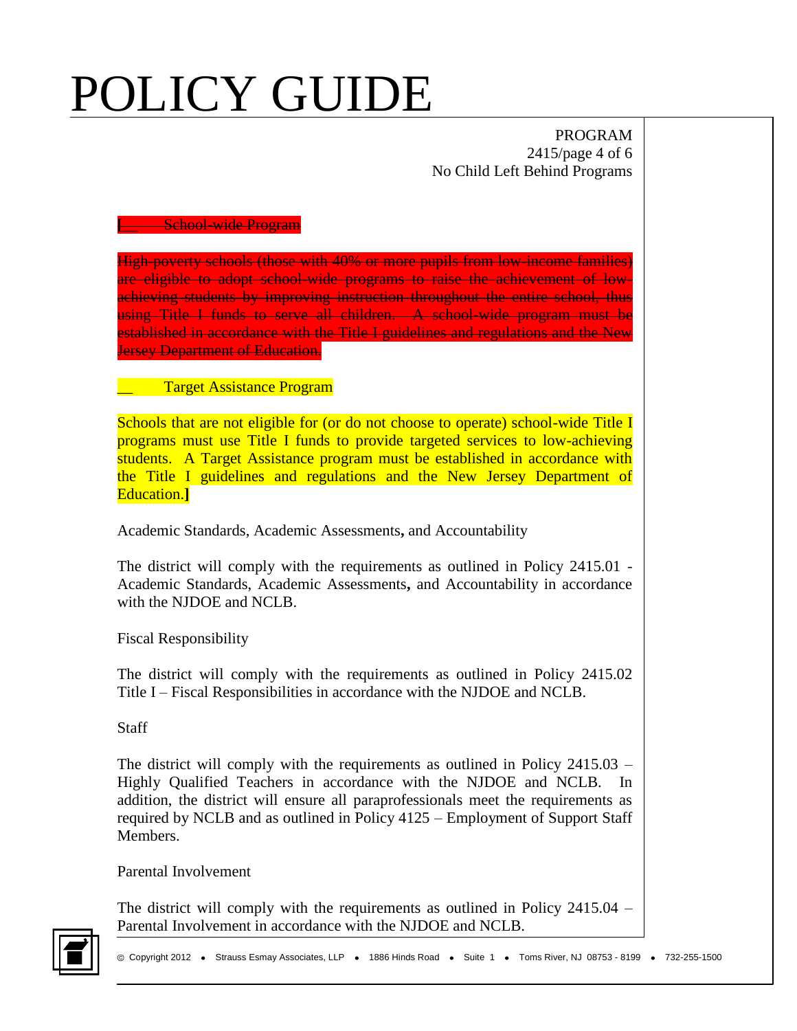[__ School-wide Program

High-poverty schools (those with 40% or more pupils from low-income families) are eligible to adopt school-wide programs to raise the achievement of low-achieving students by improving instruction throughout the entire school, thus using Title I funds to serve all children. A school-wide program must be established in accordance with the Title I guidelines and regulations and the New Jersey Department of Education.

__ Target Assistance Program

Schools that are not eligible for (or do not choose to operate) school-wide Title I programs must use Title I funds to provide targeted services to low-achieving students. A Target Assistance program must be established in accordance with the Title I guidelines and regulations and the New Jersey Department of Education.]

Academic Standards, Academic Assessments**,** and Accountability

The district will comply with the requirements as outlined in Policy 2415.01 - Academic Standards, Academic Assessments**,** and Accountability in accordance with the NJDOE and NCLB.

Fiscal Responsibility

The district will comply with the requirements as outlined in Policy 2415.02 Title I – Fiscal Responsibilities in accordance with the NJDOE and NCLB.

Staff

The district will comply with the requirements as outlined in Policy 2415.03 – Highly Qualified Teachers in accordance with the NJDOE and NCLB. In addition, the district will ensure all paraprofessionals meet the requirements as required by NCLB and as outlined in Policy 4125 – Employment of Support Staff Members.

Parental Involvement

The district will comply with the requirements as outlined in Policy 2415.04 – Parental Involvement in accordance with the NJDOE and NCLB.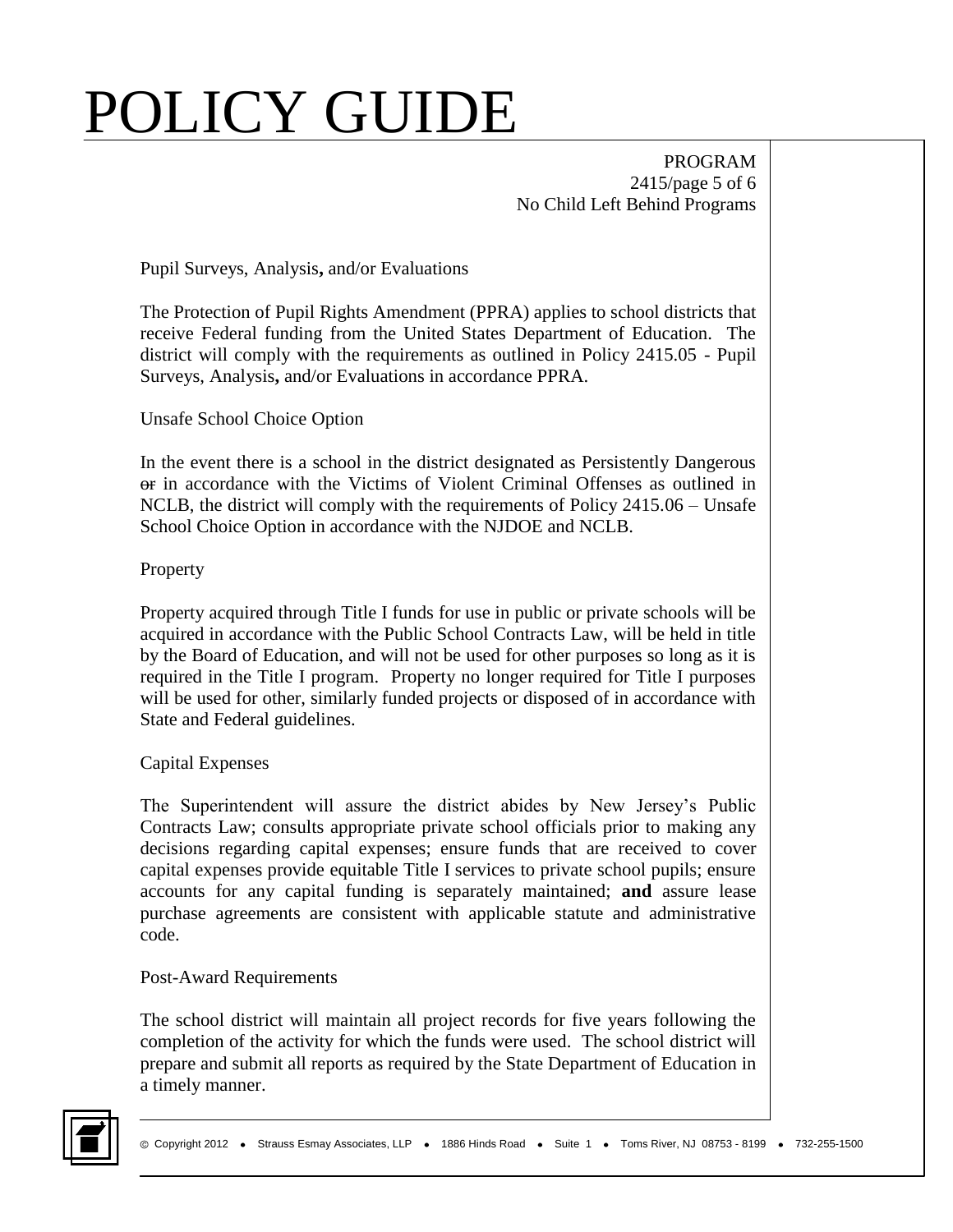Pupil Surveys, Analysis**,** and/or Evaluations

The Protection of Pupil Rights Amendment (PPRA) applies to school districts that receive Federal funding from the United States Department of Education. The district will comply with the requirements as outlined in Policy 2415.05 - Pupil Surveys, Analysis**,** and/or Evaluations in accordance PPRA.

Unsafe School Choice Option

In the event there is a school in the district designated as Persistently Dangerous ~~or~~ in accordance with the Victims of Violent Criminal Offenses as outlined in NCLB, the district will comply with the requirements of Policy 2415.06 – Unsafe School Choice Option in accordance with the NJDOE and NCLB.

Property

Property acquired through Title I funds for use in public or private schools will be acquired in accordance with the Public School Contracts Law, will be held in title by the Board of Education, and will not be used for other purposes so long as it is required in the Title I program. Property no longer required for Title I purposes will be used for other, similarly funded projects or disposed of in accordance with State and Federal guidelines.

Capital Expenses

The Superintendent will assure the district abides by New Jersey's Public Contracts Law; consults appropriate private school officials prior to making any decisions regarding capital expenses; ensure funds that are received to cover capital expenses provide equitable Title I services to private school pupils; ensure accounts for any capital funding is separately maintained; **and** assure lease purchase agreements are consistent with applicable statute and administrative code.

Post-Award Requirements

The school district will maintain all project records for five years following the completion of the activity for which the funds were used. The school district will prepare and submit all reports as required by the State Department of Education in a timely manner.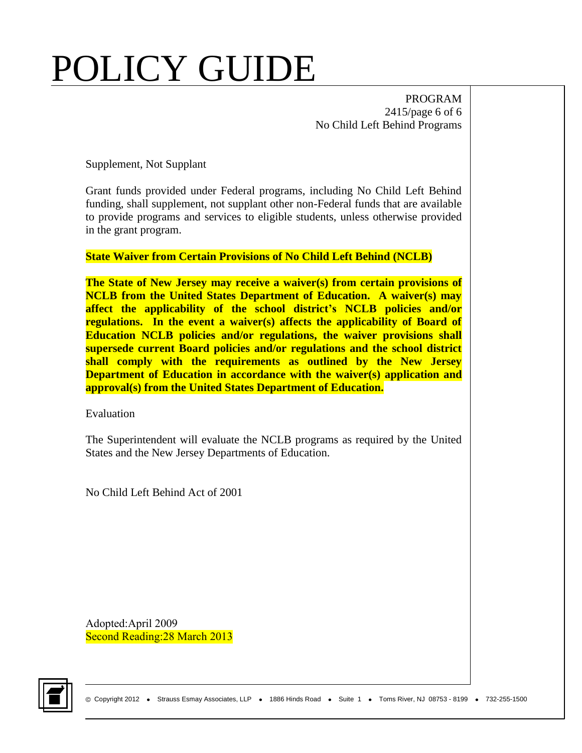# POLICY GUIDE

PROGRAM
2415/page 6 of 6
No Child Left Behind Programs

Supplement, Not Supplant

Grant funds provided under Federal programs, including No Child Left Behind funding, shall supplement, not supplant other non-Federal funds that are available to provide programs and services to eligible students, unless otherwise provided in the grant program.

**State Waiver from Certain Provisions of No Child Left Behind (NCLB)**

**The State of New Jersey may receive a waiver(s) from certain provisions of NCLB from the United States Department of Education. A waiver(s) may affect the applicability of the school district's NCLB policies and/or regulations. In the event a waiver(s) affects the applicability of Board of Education NCLB policies and/or regulations, the waiver provisions shall supersede current Board policies and/or regulations and the school district shall comply with the requirements as outlined by the New Jersey Department of Education in accordance with the waiver(s) application and approval(s) from the United States Department of Education.**

Evaluation

The Superintendent will evaluate the NCLB programs as required by the United States and the New Jersey Departments of Education.

No Child Left Behind Act of 2001

Adopted:April 2009
Second Reading:28 March 2013

© Copyright 2012 • Strauss Esmay Associates, LLP • 1886 Hinds Road • Suite 1 • Toms River, NJ 08753 - 8199 • 732-255-1500